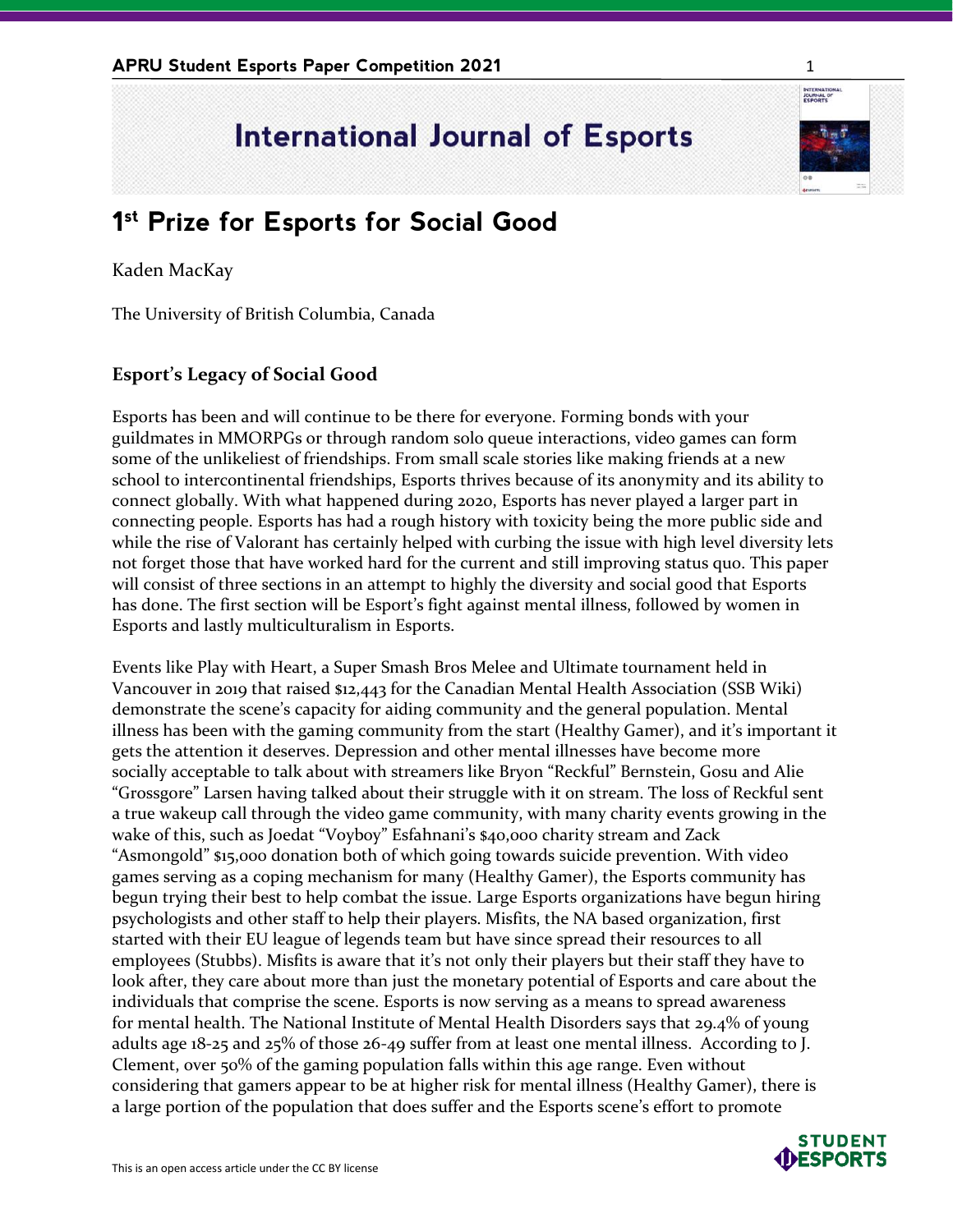# International Journal of Esports

## 1st Prize for Esports for Social Good

Kaden MacKay

The University of British Columbia, Canada

### Esport's Legacy of Social Good

Esports has been and will continue to be there for everyone. Forming bonds with your guildmates in MMORPGs or through random solo queue interactions, video games can form some of the unlikeliest of friendships. From small scale stories like making friends at a new school to intercontinental friendships, Esports thrives because of its anonymity and its ability to connect globally. With what happened during 2020, Esports has never played a larger part in connecting people. Esports has had a rough history with toxicity being the more public side and while the rise of Valorant has certainly helped with curbing the issue with high level diversity lets not forget those that have worked hard for the current and still improving status quo. This paper will consist of three sections in an attempt to highly the diversity and social good that Esports has done. The first section will be Esport's fight against mental illness, followed by women in Esports and lastly multiculturalism in Esports.

Events like Play with Heart, a Super Smash Bros Melee and Ultimate tournament held in Vancouver in 2019 that raised $12,443 for the Canadian Mental Health Association (SSB Wiki) demonstrate the scene's capacity for aiding community and the general population. Mental illness has been with the gaming community from the start (Healthy Gamer), and it's important it gets the attention it deserves. Depression and other mental illnesses have become more socially acceptable to talk about with streamers like Bryon "Reckful" Bernstein, Gosu and Alie "Grossgore" Larsen having talked about their struggle with it on stream. The loss of Reckful sent a true wakeup call through the video game community, with many charity events growing in the wake of this, such as Joedat "Voyboy" Esfahnani's $40,000 charity stream and Zack "Asmongold" $15,000 donation both of which going towards suicide prevention. With video games serving as a coping mechanism for many (Healthy Gamer), the Esports community has begun trying their best to help combat the issue. Large Esports organizations have begun hiring psychologists and other staff to help their players. Misfits, the NA based organization, first started with their EU league of legends team but have since spread their resources to all employees (Stubbs). Misfits is aware that it's not only their players but their staff they have to look after, they care about more than just the monetary potential of Esports and care about the individuals that comprise the scene. Esports is now serving as a means to spread awareness for mental health. The National Institute of Mental Health Disorders says that 29.4% of young adults age 18-25 and 25% of those 26-49 suffer from at least one mental illness. According to J. Clement, over 50% of the gaming population falls within this age range. Even without considering that gamers appear to be at higher risk for mental illness (Healthy Gamer), there is a large portion of the population that does suffer and the Esports scene's effort to promote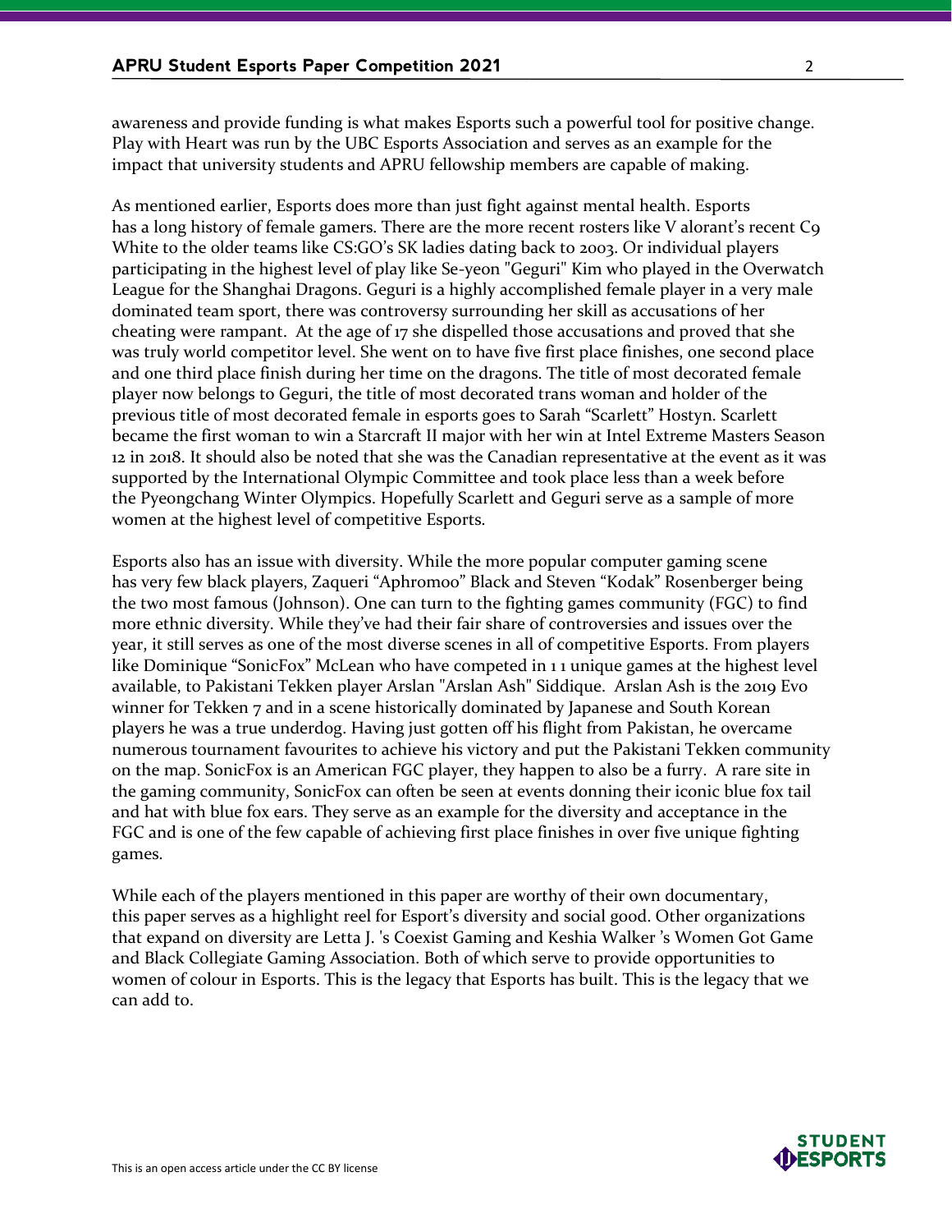awareness and provide funding is what makes Esports such a powerful tool for positive change. Play with Heart was run by the UBC Esports Association and serves as an example for the impact that university students and APRU fellowship members are capable of making.

As mentioned earlier, Esports does more than just fight against mental health. Esports has a long history of female gamers. There are the more recent rosters like V alorant's recent C9 White to the older teams like CS:GO's SK ladies dating back to 2003. Or individual players participating in the highest level of play like Se-yeon "Geguri" Kim who played in the Overwatch League for the Shanghai Dragons. Geguri is a highly accomplished female player in a very male dominated team sport, there was controversy surrounding her skill as accusations of her cheating were rampant. At the age of 17 she dispelled those accusations and proved that she was truly world competitor level. She went on to have five first place finishes, one second place and one third place finish during her time on the dragons. The title of most decorated female player now belongs to Geguri, the title of most decorated trans woman and holder of the previous title of most decorated female in esports goes to Sarah "Scarlett" Hostyn. Scarlett became the first woman to win a Starcraft II major with her win at Intel Extreme Masters Season 12 in 2018. It should also be noted that she was the Canadian representative at the event as it was supported by the International Olympic Committee and took place less than a week before the Pyeongchang Winter Olympics. Hopefully Scarlett and Geguri serve as a sample of more women at the highest level of competitive Esports.

Esports also has an issue with diversity. While the more popular computer gaming scene has very few black players, Zaqueri "Aphromoo" Black and Steven "Kodak" Rosenberger being the two most famous (Johnson). One can turn to the fighting games community (FGC) to find more ethnic diversity. While they've had their fair share of controversies and issues over the year, it still serves as one of the most diverse scenes in all of competitive Esports. From players like Dominique "SonicFox" McLean who have competed in 1 1 unique games at the highest level available, to Pakistani Tekken player Arslan "Arslan Ash" Siddique. Arslan Ash is the 2019 Evo winner for Tekken 7 and in a scene historically dominated by Japanese and South Korean players he was a true underdog. Having just gotten off his flight from Pakistan, he overcame numerous tournament favourites to achieve his victory and put the Pakistani Tekken community on the map. SonicFox is an American FGC player, they happen to also be a furry. A rare site in the gaming community, SonicFox can often be seen at events donning their iconic blue fox tail and hat with blue fox ears. They serve as an example for the diversity and acceptance in the FGC and is one of the few capable of achieving first place finishes in over five unique fighting games.

While each of the players mentioned in this paper are worthy of their own documentary, this paper serves as a highlight reel for Esport's diversity and social good. Other organizations that expand on diversity are Letta J. 's Coexist Gaming and Keshia Walker 's Women Got Game and Black Collegiate Gaming Association. Both of which serve to provide opportunities to women of colour in Esports. This is the legacy that Esports has built. This is the legacy that we can add to.

This is an open access article under the CC BY license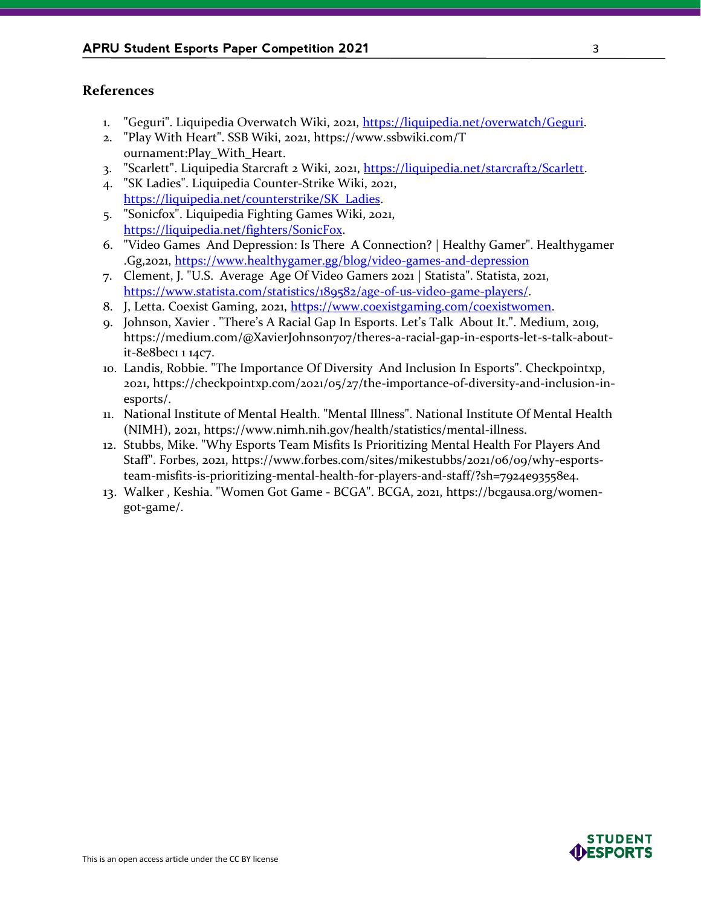## References

1. "Geguri". Liquipedia Overwatch Wiki, 2021, https://liquipedia.net/overwatch/Geguri.
2. "Play With Heart". SSB Wiki, 2021, https://www.ssbwiki.com/Tournament:Play_With_Heart.
3. "Scarlett". Liquipedia Starcraft 2 Wiki, 2021, https://liquipedia.net/starcraft2/Scarlett.
4. "SK Ladies". Liquipedia Counter-Strike Wiki, 2021, https://liquipedia.net/counterstrike/SK_Ladies.
5. "Sonicfox". Liquipedia Fighting Games Wiki, 2021, https://liquipedia.net/fighters/SonicFox.
6. "Video Games And Depression: Is There A Connection? | Healthy Gamer". Healthygamer .Gg,2021, https://www.healthygamer.gg/blog/video-games-and-depression
7. Clement, J. "U.S. Average Age Of Video Gamers 2021 | Statista". Statista, 2021, https://www.statista.com/statistics/189582/age-of-us-video-game-players/.
8. J, Letta. Coexist Gaming, 2021, https://www.coexistgaming.com/coexistwomen.
9. Johnson, Xavier . "There's A Racial Gap In Esports. Let's Talk About It.". Medium, 2019, https://medium.com/@XavierJohnson707/theres-a-racial-gap-in-esports-let-s-talk-about-it-8e8bec1 1 14c7.
10. Landis, Robbie. "The Importance Of Diversity And Inclusion In Esports". Checkpointxp, 2021, https://checkpointxp.com/2021/05/27/the-importance-of-diversity-and-inclusion-in-esports/.
11. National Institute of Mental Health. "Mental Illness". National Institute Of Mental Health (NIMH), 2021, https://www.nimh.nih.gov/health/statistics/mental-illness.
12. Stubbs, Mike. "Why Esports Team Misfits Is Prioritizing Mental Health For Players And Staff". Forbes, 2021, https://www.forbes.com/sites/mikestubbs/2021/06/09/why-esports-team-misfits-is-prioritizing-mental-health-for-players-and-staff/?sh=7924e93558e4.
13. Walker , Keshia. "Women Got Game - BCGA". BCGA, 2021, https://bcgausa.org/women-got-game/.

This is an open access article under the CC BY license